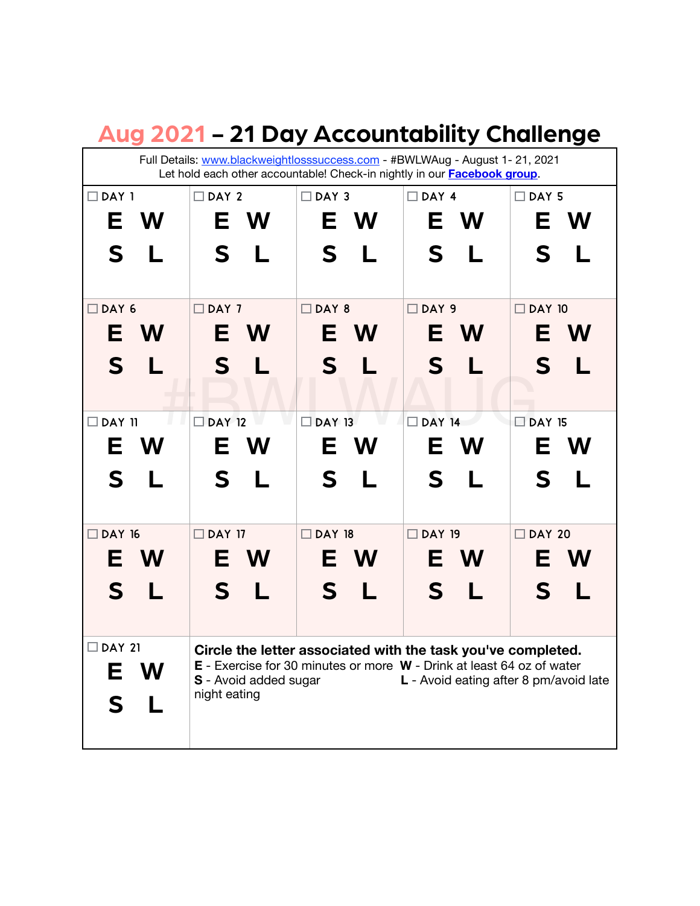# Aug 2021 – 21 Day Accountability Challenge

Full Details: www.blackweightlosssuccess.com - #BWLWAug - August 1- 21, 2021
Let hold each other accountable! Check-in nightly in our **Facebook group**.

| | | | | |
|---|---|---|---|---|
| ☐ DAY 1<br>E W<br>S L | ☐ DAY 2<br>E W<br>S L | ☐ DAY 3<br>E W<br>S L | ☐ DAY 4<br>E W<br>S L | ☐ DAY 5<br>E W<br>S L |
| ☐ DAY 6<br>E W<br>S L | ☐ DAY 7<br>E W<br>S L | ☐ DAY 8<br>E W<br>S L | ☐ DAY 9<br>E W<br>S L | ☐ DAY 10<br>E W<br>S L |
| ☐ DAY 11<br>E W<br>S L | ☐ DAY 12<br>E W<br>S L | ☐ DAY 13<br>E W<br>S L | ☐ DAY 14<br>E W<br>S L | ☐ DAY 15<br>E W<br>S L |
| ☐ DAY 16<br>E W<br>S L | ☐ DAY 17<br>E W<br>S L | ☐ DAY 18<br>E W<br>S L | ☐ DAY 19<br>E W<br>S L | ☐ DAY 20<br>E W<br>S L |
| ☐ DAY 21<br>E W<br>S L | | | | |

#BWLWAUG

**Circle the letter associated with the task you've completed.**

**E** - Exercise for 30 minutes or more
**W** - Drink at least 64 oz of water
**S** - Avoid added sugar
**L** - Avoid eating after 8 pm/avoid late night eating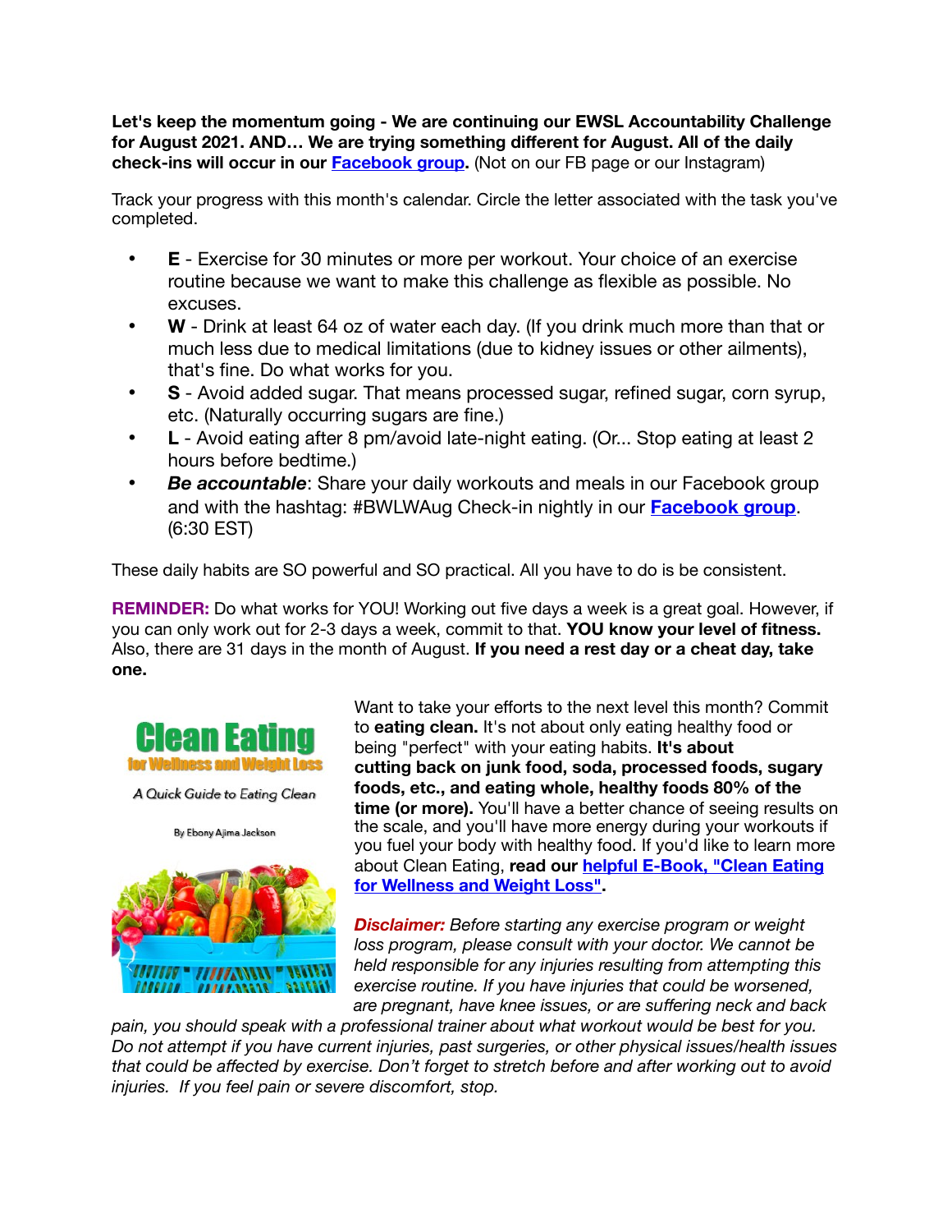**Let's keep the momentum going - We are continuing our EWSL Accountability Challenge for August 2021. AND… We are trying something different for August. All of the daily check-ins will occur in our [Facebook group](). (Not on our FB page or our Instagram)**

Track your progress with this month's calendar. Circle the letter associated with the task you've completed.

- **E** - Exercise for 30 minutes or more per workout. Your choice of an exercise routine because we want to make this challenge as flexible as possible. No excuses.
- **W** - Drink at least 64 oz of water each day. (If you drink much more than that or much less due to medical limitations (due to kidney issues or other ailments), that's fine. Do what works for you.
- **S** - Avoid added sugar. That means processed sugar, refined sugar, corn syrup, etc. (Naturally occurring sugars are fine.)
- **L** - Avoid eating after 8 pm/avoid late-night eating. (Or... Stop eating at least 2 hours before bedtime.)
- ***Be accountable***: Share your daily workouts and meals in our Facebook group and with the hashtag: #BWLWAug Check-in nightly in our **[Facebook group]()**. (6:30 EST)

These daily habits are SO powerful and SO practical. All you have to do is be consistent.

**REMINDER:** Do what works for YOU! Working out five days a week is a great goal. However, if you can only work out for 2-3 days a week, commit to that. **YOU know your level of fitness.** Also, there are 31 days in the month of August. **If you need a rest day or a cheat day, take one.**

**Clean Eating**
**for Wellness and Weight Loss**

*A Quick Guide to Eating Clean*

By Ebony Ajima Jackson

Want to take your efforts to the next level this month? Commit to **eating clean.** It's not about only eating healthy food or being "perfect" with your eating habits. **It's about cutting back on junk food, soda, processed foods, sugary foods, etc., and eating whole, healthy foods 80% of the time (or more).** You'll have a better chance of seeing results on the scale, and you'll have more energy during your workouts if you fuel your body with healthy food. If you'd like to learn more about Clean Eating, **read our [helpful E-Book, "Clean Eating for Wellness and Weight Loss"]().**

***Disclaimer:*** *Before starting any exercise program or weight loss program, please consult with your doctor. We cannot be held responsible for any injuries resulting from attempting this exercise routine. If you have injuries that could be worsened, are pregnant, have knee issues, or are suffering neck and back pain, you should speak with a professional trainer about what workout would be best for you. Do not attempt if you have current injuries, past surgeries, or other physical issues/health issues that could be affected by exercise. Don't forget to stretch before and after working out to avoid injuries. If you feel pain or severe discomfort, stop.*